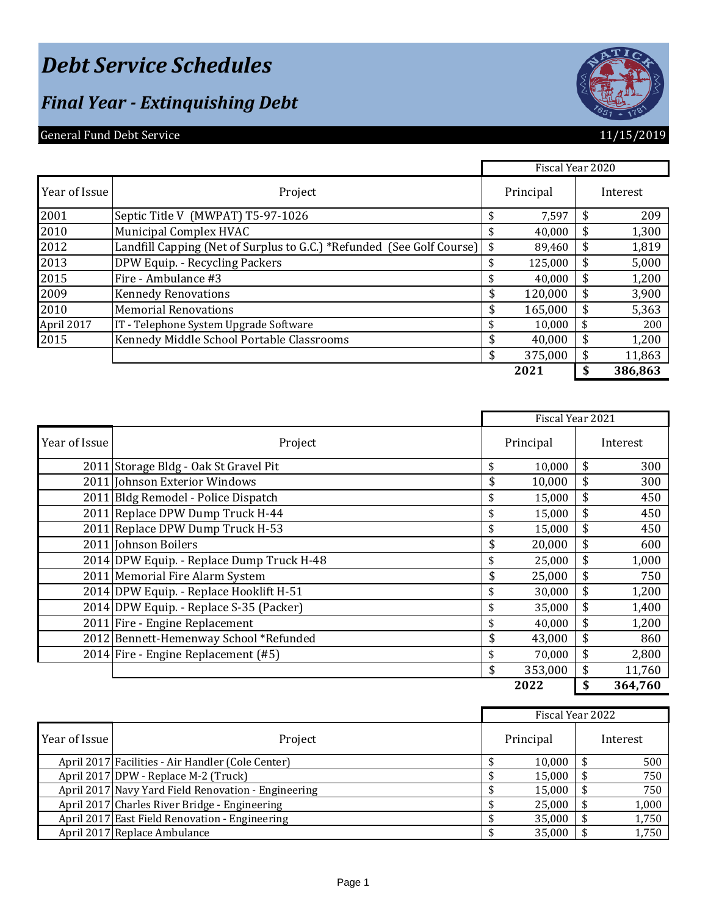# Debt Service Schedules

## *Final Year - Extinquishing Debt*

General Fund Debt Service — 11/15/2019

| Year of Issue | Project | Fiscal Year 2020 Principal | Fiscal Year 2020 Interest |
|---|---|---|---|
| 2001 | Septic Title V (MWPAT) T5-97-1026 | $ 7,597 | $ 209 |
| 2010 | Municipal Complex HVAC | $ 40,000 | $ 1,300 |
| 2012 | Landfill Capping (Net of Surplus to G.C.) *Refunded (See Golf Course) | $ 89,460 | $ 1,819 |
| 2013 | DPW Equip. - Recycling Packers | $ 125,000 | $ 5,000 |
| 2015 | Fire - Ambulance #3 | $ 40,000 | $ 1,200 |
| 2009 | Kennedy Renovations | $ 120,000 | $ 3,900 |
| 2010 | Memorial Renovations | $ 165,000 | $ 5,363 |
| April 2017 | IT - Telephone System Upgrade Software | $ 10,000 | $ 200 |
| 2015 | Kennedy Middle School Portable Classrooms | $ 40,000 | $ 1,200 |
| | | $ 375,000 | $ 11,863 |
| | | **2021** | **$ 386,863** |

| Year of Issue | Project | Fiscal Year 2021 Principal | Fiscal Year 2021 Interest |
|---|---|---|---|
| 2011 | Storage Bldg - Oak St Gravel Pit | $ 10,000 | $ 300 |
| 2011 | Johnson Exterior Windows | $ 10,000 | $ 300 |
| 2011 | Bldg Remodel - Police Dispatch | $ 15,000 | $ 450 |
| 2011 | Replace DPW Dump Truck H-44 | $ 15,000 | $ 450 |
| 2011 | Replace DPW Dump Truck H-53 | $ 15,000 | $ 450 |
| 2011 | Johnson Boilers | $ 20,000 | $ 600 |
| 2014 | DPW Equip. - Replace Dump Truck H-48 | $ 25,000 | $ 1,000 |
| 2011 | Memorial Fire Alarm System | $ 25,000 | $ 750 |
| 2014 | DPW Equip. - Replace Hooklift H-51 | $ 30,000 | $ 1,200 |
| 2014 | DPW Equip. - Replace S-35 (Packer) | $ 35,000 | $ 1,400 |
| 2011 | Fire - Engine Replacement | $ 40,000 | $ 1,200 |
| 2012 | Bennett-Hemenway School *Refunded | $ 43,000 | $ 860 |
| 2014 | Fire - Engine Replacement (#5) | $ 70,000 | $ 2,800 |
| | | $ 353,000 | $ 11,760 |
| | | **2022** | **$ 364,760** |

| Year of Issue | Project | Fiscal Year 2022 Principal | Fiscal Year 2022 Interest |
|---|---|---|---|
| April 2017 | Facilities - Air Handler (Cole Center) | $ 10,000 | $ 500 |
| April 2017 | DPW - Replace M-2 (Truck) | $ 15,000 | $ 750 |
| April 2017 | Navy Yard Field Renovation - Engineering | $ 15,000 | $ 750 |
| April 2017 | Charles River Bridge - Engineering | $ 25,000 | $ 1,000 |
| April 2017 | East Field Renovation - Engineering | $ 35,000 | $ 1,750 |
| April 2017 | Replace Ambulance | $ 35,000 | $ 1,750 |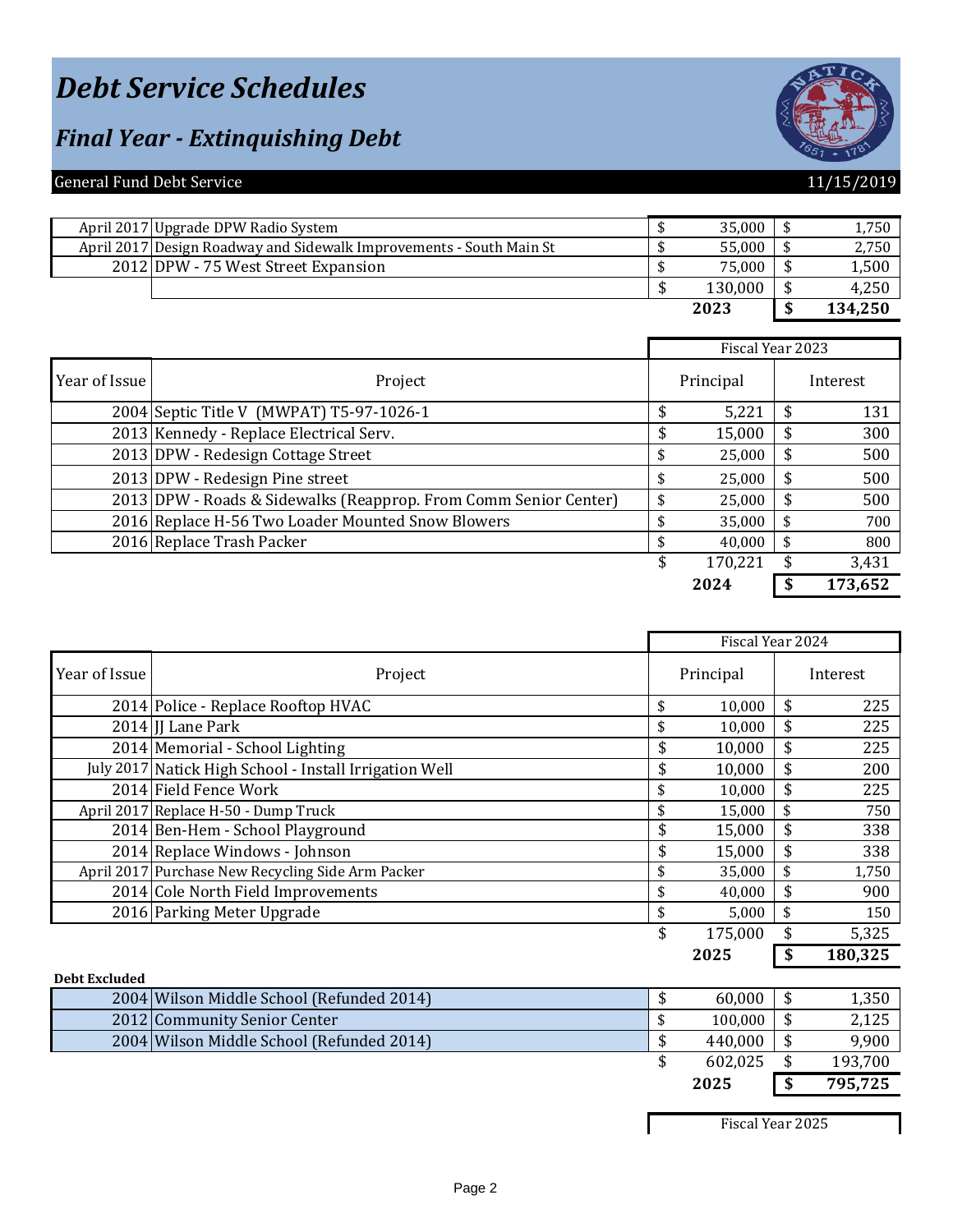// Debt Service Schedules

## Final Year - Extinquishing Debt

General Fund Debt Service 11/15/2019

| Year of Issue | Project | Principal | Interest |
|---|---|---|---|
| April 2017 | Upgrade DPW Radio System | $ 35,000 | $ 1,750 |
| April 2017 | Design Roadway and Sidewalk Improvements - South Main St | $ 55,000 | $ 2,750 |
| 2012 | DPW - 75 West Street Expansion | $ 75,000 | $ 1,500 |
| | | $ 130,000 | $ 4,250 |
| | | **2023** | **$ 134,250** |

| | | Fiscal Year 2023 | |
|---|---|---|---|
| Year of Issue | Project | Principal | Interest |
| 2004 | Septic Title V (MWPAT) T5-97-1026-1 | $ 5,221 | $ 131 |
| 2013 | Kennedy - Replace Electrical Serv. | $ 15,000 | $ 300 |
| 2013 | DPW - Redesign Cottage Street | $ 25,000 | $ 500 |
| 2013 | DPW - Redesign Pine street | $ 25,000 | $ 500 |
| 2013 | DPW - Roads & Sidewalks (Reapprop. From Comm Senior Center) | $ 25,000 | $ 500 |
| 2016 | Replace H-56 Two Loader Mounted Snow Blowers | $ 35,000 | $ 700 |
| 2016 | Replace Trash Packer | $ 40,000 | $ 800 |
| | | $ 170,221 | $ 3,431 |
| | | **2024** | **$ 173,652** |

| | | Fiscal Year 2024 | |
|---|---|---|---|
| Year of Issue | Project | Principal | Interest |
| 2014 | Police - Replace Rooftop HVAC | $ 10,000 | $ 225 |
| 2014 | JJ Lane Park | $ 10,000 | $ 225 |
| 2014 | Memorial - School Lighting | $ 10,000 | $ 225 |
| July 2017 | Natick High School - Install Irrigation Well | $ 10,000 | $ 200 |
| 2014 | Field Fence Work | $ 10,000 | $ 225 |
| April 2017 | Replace H-50 - Dump Truck | $ 15,000 | $ 750 |
| 2014 | Ben-Hem - School Playground | $ 15,000 | $ 338 |
| 2014 | Replace Windows - Johnson | $ 15,000 | $ 338 |
| April 2017 | Purchase New Recycling Side Arm Packer | $ 35,000 | $ 1,750 |
| 2014 | Cole North Field Improvements | $ 40,000 | $ 900 |
| 2016 | Parking Meter Upgrade | $ 5,000 | $ 150 |
| | | $ 175,000 | $ 5,325 |
| | | **2025** | **$ 180,325** |

**Debt Excluded**

| Year of Issue | Project | Principal | Interest |
|---|---|---|---|
| 2004 | Wilson Middle School (Refunded 2014) | $ 60,000 | $ 1,350 |
| 2012 | Community Senior Center | $ 100,000 | $ 2,125 |
| 2004 | Wilson Middle School (Refunded 2014) | $ 440,000 | $ 9,900 |
| | | $ 602,025 | $ 193,700 |
| | | **2025** | **$ 795,725** |

Fiscal Year 2025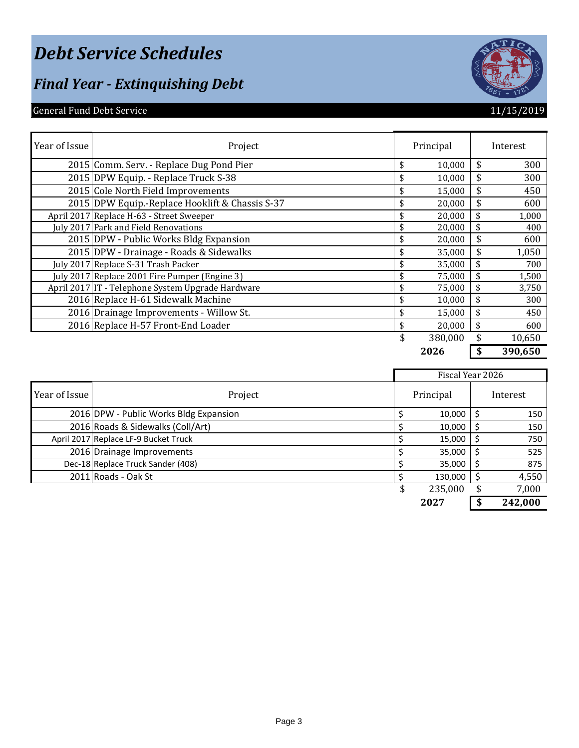# Debt Service Schedules

## Final Year - Extinquishing Debt

General Fund Debt Service 11/15/2019

| Year of Issue | Project | Principal | Interest |
| --- | --- | --- | --- |
| 2015 | Comm. Serv. - Replace Dug Pond Pier | $ 10,000 | $ 300 |
| 2015 | DPW Equip. - Replace Truck S-38 | $ 10,000 | $ 300 |
| 2015 | Cole North Field Improvements | $ 15,000 | $ 450 |
| 2015 | DPW Equip.-Replace Hooklift & Chassis S-37 | $ 20,000 | $ 600 |
| April 2017 | Replace H-63 - Street Sweeper | $ 20,000 | $ 1,000 |
| July 2017 | Park and Field Renovations | $ 20,000 | $ 400 |
| 2015 | DPW - Public Works Bldg Expansion | $ 20,000 | $ 600 |
| 2015 | DPW - Drainage - Roads & Sidewalks | $ 35,000 | $ 1,050 |
| July 2017 | Replace S-31 Trash Packer | $ 35,000 | $ 700 |
| July 2017 | Replace 2001 Fire Pumper (Engine 3) | $ 75,000 | $ 1,500 |
| April 2017 | IT - Telephone System Upgrade Hardware | $ 75,000 | $ 3,750 |
| 2016 | Replace H-61 Sidewalk Machine | $ 10,000 | $ 300 |
| 2016 | Drainage Improvements - Willow St. | $ 15,000 | $ 450 |
| 2016 | Replace H-57 Front-End Loader | $ 20,000 | $ 600 |
| | | $ 380,000 | $ 10,650 |
| | | **2026** | **$ 390,650** |

| | | Fiscal Year 2026 | |
| --- | --- | --- | --- |
| Year of Issue | Project | Principal | Interest |
| 2016 | DPW - Public Works Bldg Expansion | $ 10,000 | $ 150 |
| 2016 | Roads & Sidewalks (Coll/Art) | $ 10,000 | $ 150 |
| April 2017 | Replace LF-9 Bucket Truck | $ 15,000 | $ 750 |
| 2016 | Drainage Improvements | $ 35,000 | $ 525 |
| Dec-18 | Replace Truck Sander (408) | $ 35,000 | $ 875 |
| 2011 | Roads - Oak St | $ 130,000 | $ 4,550 |
| | | $ 235,000 | $ 7,000 |
| | | **2027** | **$ 242,000** |